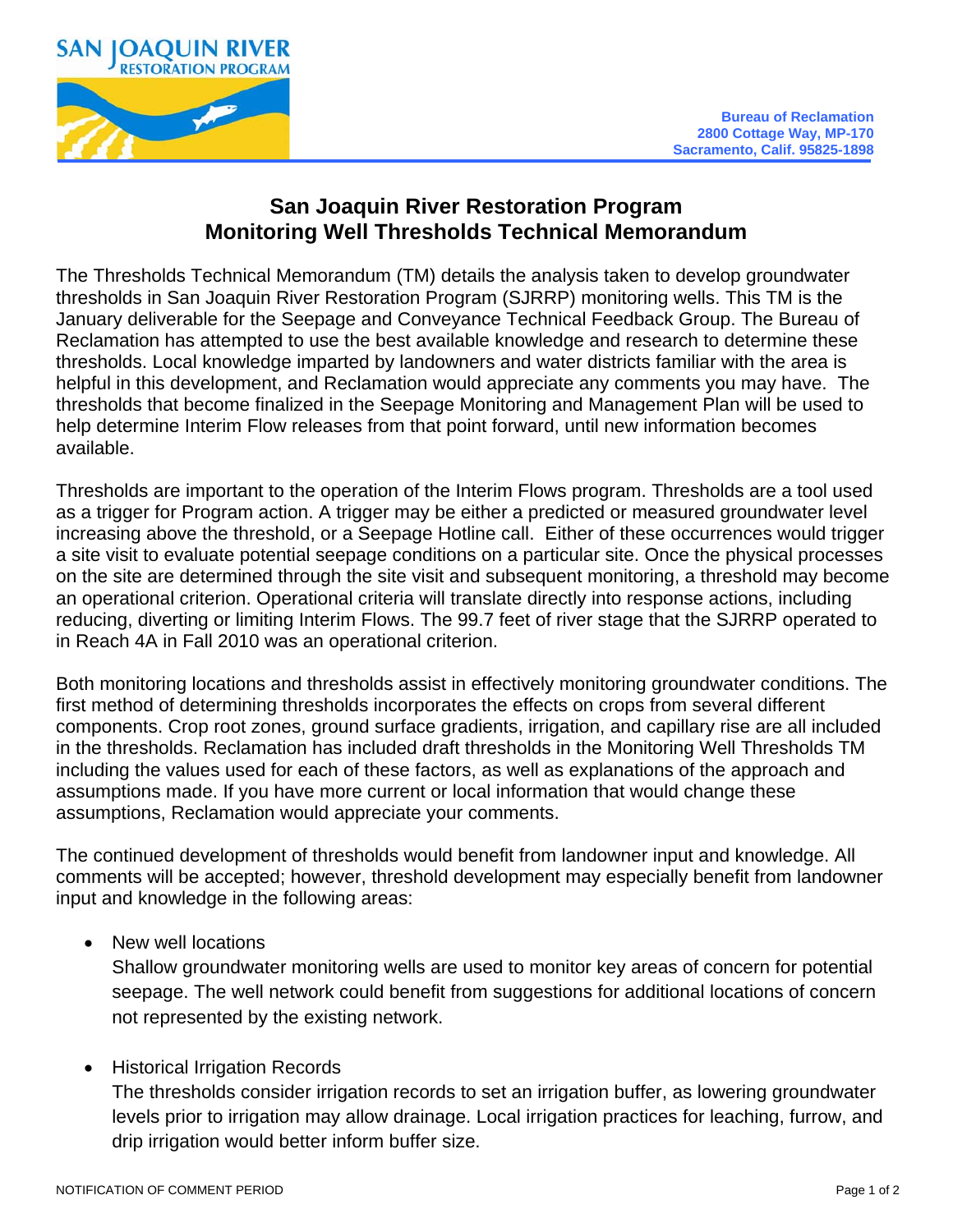SAN JOAQUIN RIVER RESTORATION PROGRAM

Bureau of Reclamation
2800 Cottage Way, MP-170
Sacramento, Calif. 95825-1898

# San Joaquin River Restoration Program
# Monitoring Well Thresholds Technical Memorandum

The Thresholds Technical Memorandum (TM) details the analysis taken to develop groundwater thresholds in San Joaquin River Restoration Program (SJRRP) monitoring wells. This TM is the January deliverable for the Seepage and Conveyance Technical Feedback Group. The Bureau of Reclamation has attempted to use the best available knowledge and research to determine these thresholds. Local knowledge imparted by landowners and water districts familiar with the area is helpful in this development, and Reclamation would appreciate any comments you may have. The thresholds that become finalized in the Seepage Monitoring and Management Plan will be used to help determine Interim Flow releases from that point forward, until new information becomes available.

Thresholds are important to the operation of the Interim Flows program. Thresholds are a tool used as a trigger for Program action. A trigger may be either a predicted or measured groundwater level increasing above the threshold, or a Seepage Hotline call. Either of these occurrences would trigger a site visit to evaluate potential seepage conditions on a particular site. Once the physical processes on the site are determined through the site visit and subsequent monitoring, a threshold may become an operational criterion. Operational criteria will translate directly into response actions, including reducing, diverting or limiting Interim Flows. The 99.7 feet of river stage that the SJRRP operated to in Reach 4A in Fall 2010 was an operational criterion.

Both monitoring locations and thresholds assist in effectively monitoring groundwater conditions. The first method of determining thresholds incorporates the effects on crops from several different components. Crop root zones, ground surface gradients, irrigation, and capillary rise are all included in the thresholds. Reclamation has included draft thresholds in the Monitoring Well Thresholds TM including the values used for each of these factors, as well as explanations of the approach and assumptions made. If you have more current or local information that would change these assumptions, Reclamation would appreciate your comments.

The continued development of thresholds would benefit from landowner input and knowledge. All comments will be accepted; however, threshold development may especially benefit from landowner input and knowledge in the following areas:

- New well locations
  Shallow groundwater monitoring wells are used to monitor key areas of concern for potential seepage. The well network could benefit from suggestions for additional locations of concern not represented by the existing network.

- Historical Irrigation Records
  The thresholds consider irrigation records to set an irrigation buffer, as lowering groundwater levels prior to irrigation may allow drainage. Local irrigation practices for leaching, furrow, and drip irrigation would better inform buffer size.

NOTIFICATION OF COMMENT PERIOD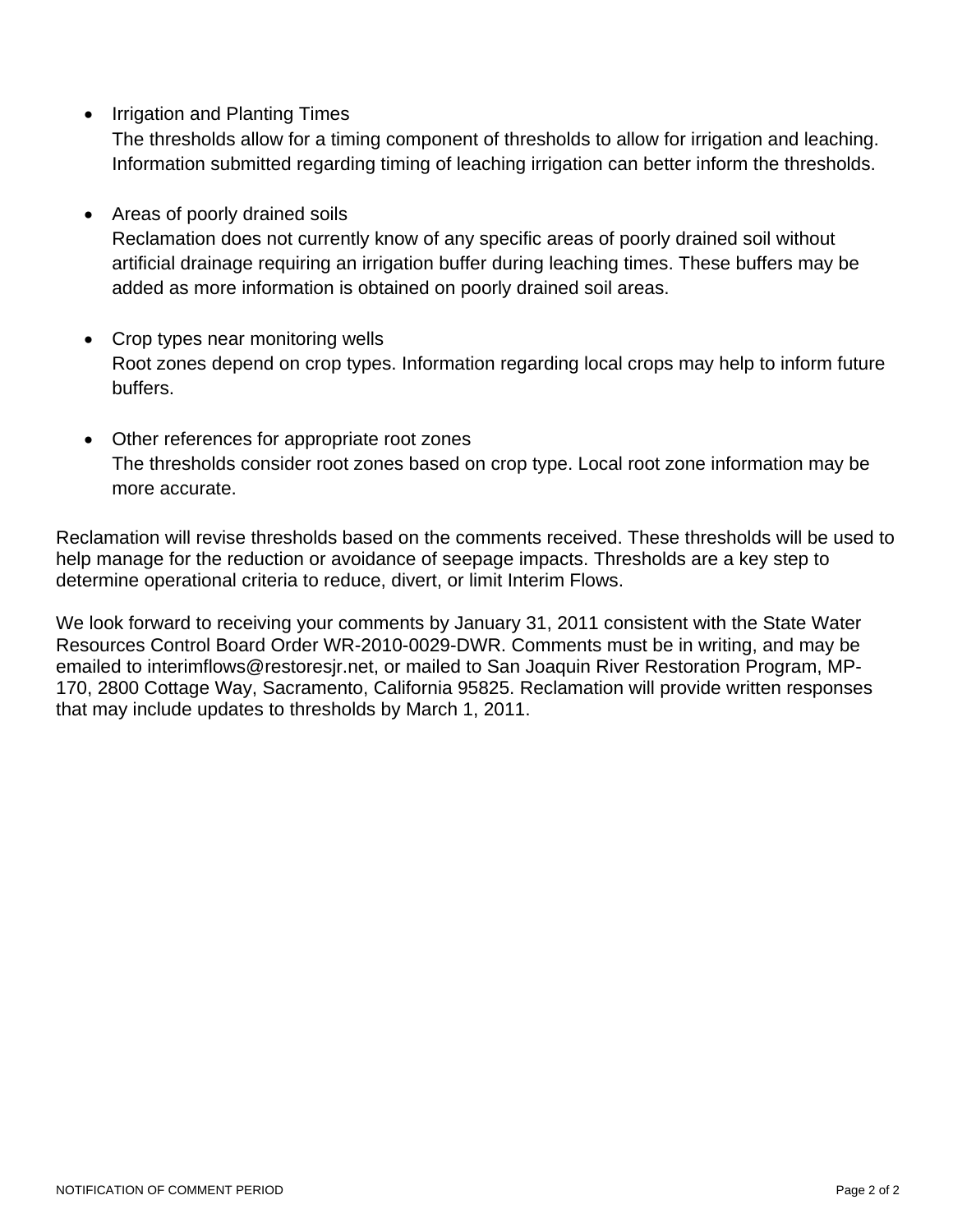- Irrigation and Planting Times
  The thresholds allow for a timing component of thresholds to allow for irrigation and leaching. Information submitted regarding timing of leaching irrigation can better inform the thresholds.

- Areas of poorly drained soils
  Reclamation does not currently know of any specific areas of poorly drained soil without artificial drainage requiring an irrigation buffer during leaching times. These buffers may be added as more information is obtained on poorly drained soil areas.

- Crop types near monitoring wells
  Root zones depend on crop types. Information regarding local crops may help to inform future buffers.

- Other references for appropriate root zones
  The thresholds consider root zones based on crop type. Local root zone information may be more accurate.

Reclamation will revise thresholds based on the comments received. These thresholds will be used to help manage for the reduction or avoidance of seepage impacts. Thresholds are a key step to determine operational criteria to reduce, divert, or limit Interim Flows.

We look forward to receiving your comments by January 31, 2011 consistent with the State Water Resources Control Board Order WR-2010-0029-DWR. Comments must be in writing, and may be emailed to interimflows@restoresjr.net, or mailed to San Joaquin River Restoration Program, MP-170, 2800 Cottage Way, Sacramento, California 95825. Reclamation will provide written responses that may include updates to thresholds by March 1, 2011.